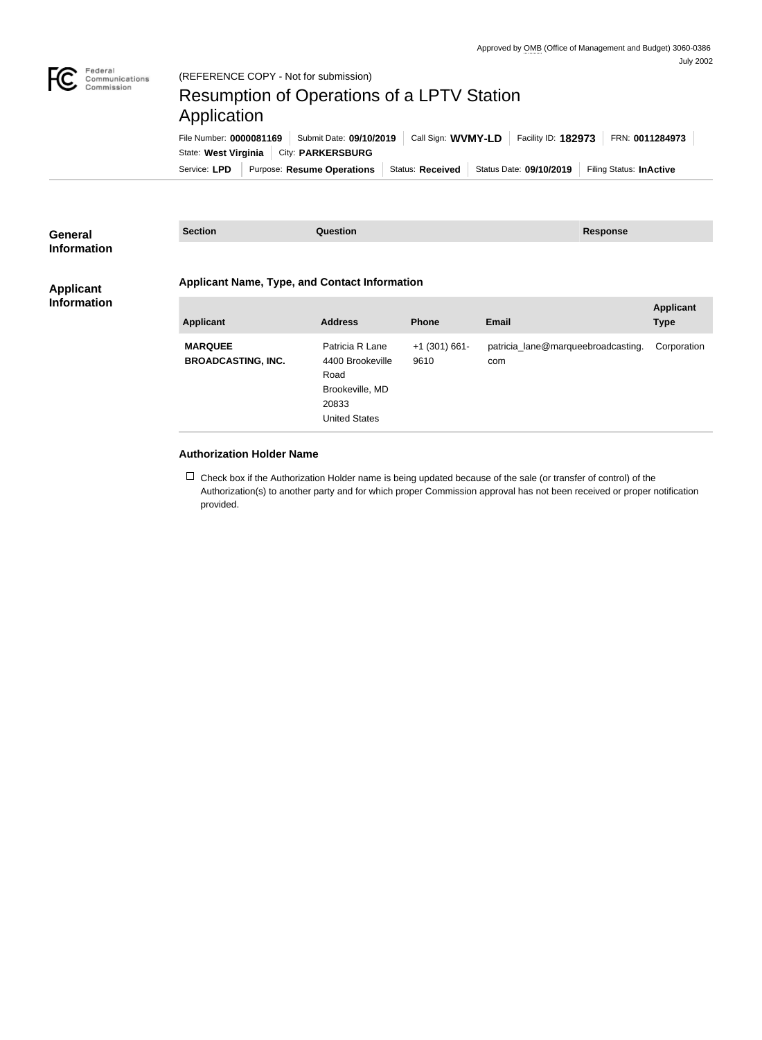Approved by OMB (Office of Management and Budget) 3060-0386
July 2002

(REFERENCE COPY - Not for submission)

# Resumption of Operations of a LPTV Station Application

File Number: **0000081169** | Submit Date: **09/10/2019** | Call Sign: **WVMY-LD** | Facility ID: **182973** | FRN: **0011284973**
State: **West Virginia** | City: **PARKERSBURG**
Service: **LPD** | Purpose: **Resume Operations** | Status: **Received** | Status Date: **09/10/2019** | Filing Status: **InActive**

## General Information

| Section | Question | Response |
| --- | --- | --- |

## Applicant Information

### Applicant Name, Type, and Contact Information

| Applicant | Address | Phone | Email | Applicant Type |
| --- | --- | --- | --- | --- |
| **MARQUEE BROADCASTING, INC.** | Patricia R Lane<br>4400 Brookeville Road<br>Brookeville, MD 20833<br>United States | +1 (301) 661-9610 | patricia_lane@marqueebroadcasting.com | Corporation |

### Authorization Holder Name

☐ Check box if the Authorization Holder name is being updated because of the sale (or transfer of control) of the Authorization(s) to another party and for which proper Commission approval has not been received or proper notification provided.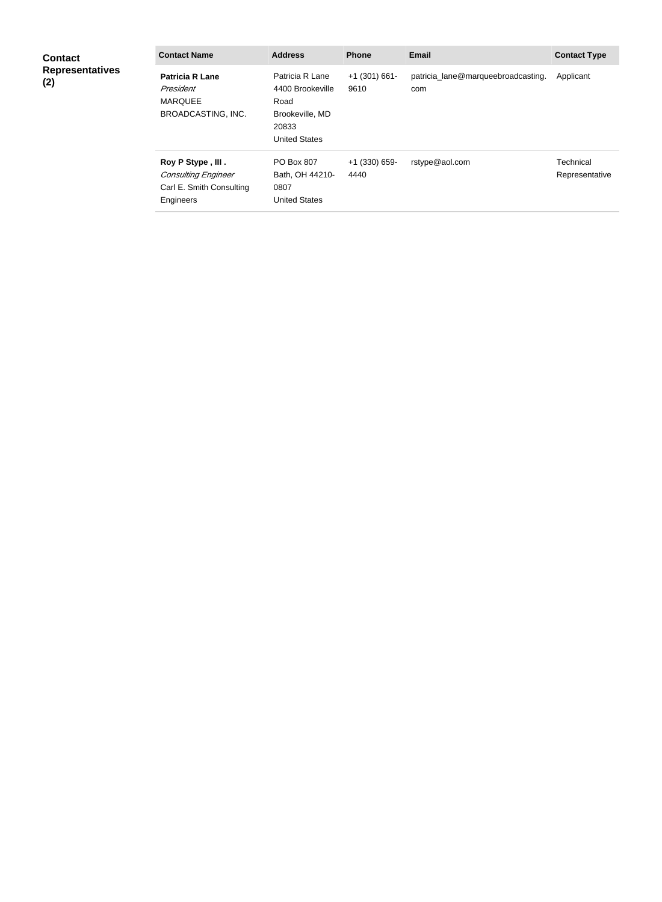**Contact Representatives (2)**

| Contact Name | Address | Phone | Email | Contact Type |
|---|---|---|---|---|
| **Patricia R Lane**<br>*President*<br>MARQUEE BROADCASTING, INC. | Patricia R Lane<br>4400 Brookeville Road<br>Brookeville, MD 20833<br>United States | +1 (301) 661-9610 | patricia_lane@marqueebroadcasting.com | Applicant |
| **Roy P Stype , III .**<br>*Consulting Engineer*<br>Carl E. Smith Consulting Engineers | PO Box 807<br>Bath, OH 44210-0807<br>United States | +1 (330) 659-4440 | rstype@aol.com | Technical Representative |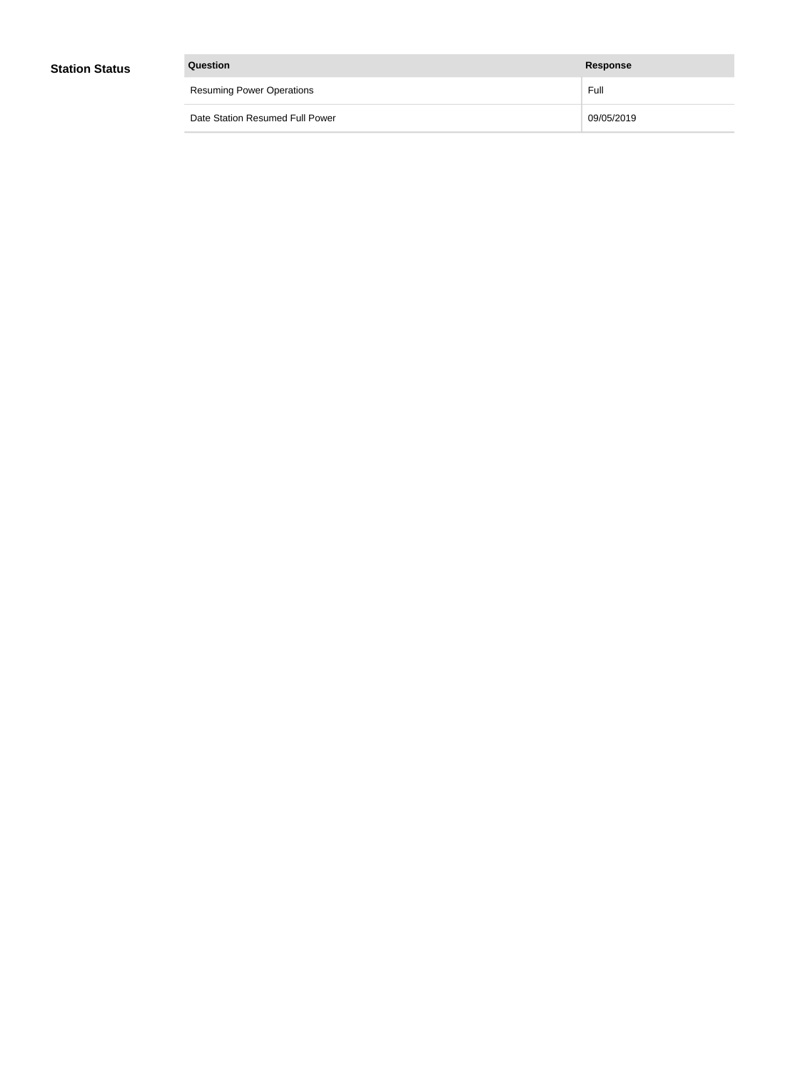## Station Status

| Question | Response |
| --- | --- |
| Resuming Power Operations | Full |
| Date Station Resumed Full Power | 09/05/2019 |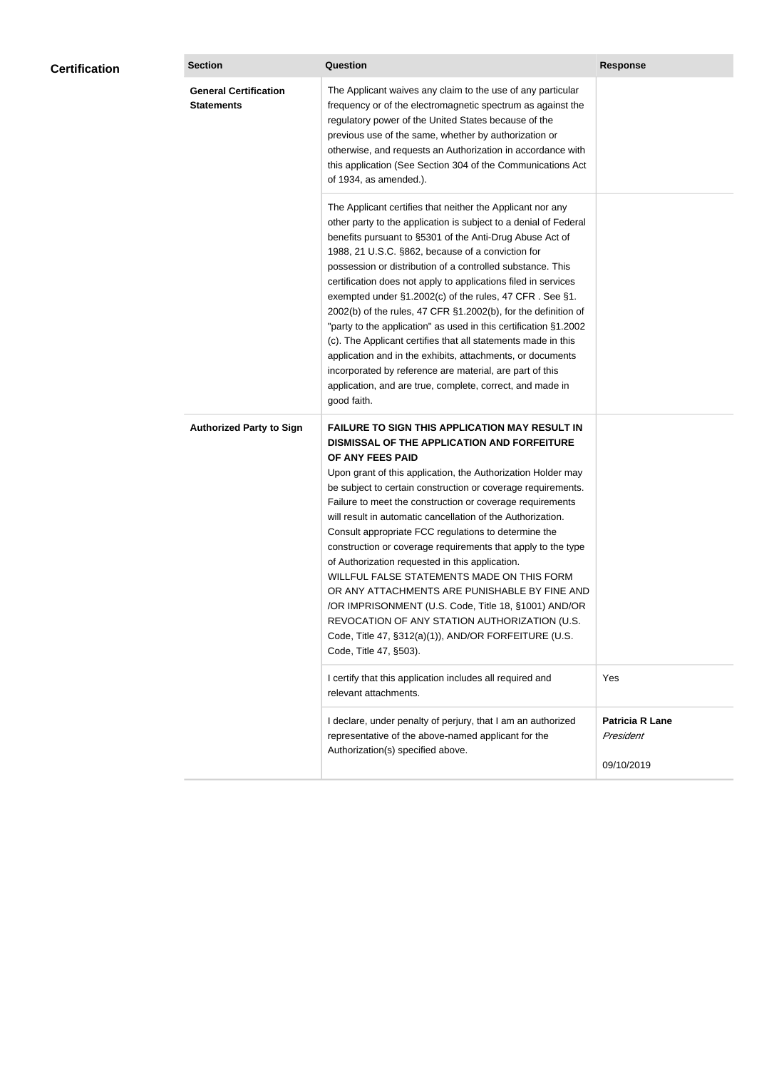## Certification

| Section | Question | Response |
|---|---|---|
| **General Certification Statements** | The Applicant waives any claim to the use of any particular frequency or of the electromagnetic spectrum as against the regulatory power of the United States because of the previous use of the same, whether by authorization or otherwise, and requests an Authorization in accordance with this application (See Section 304 of the Communications Act of 1934, as amended.). | |
| | The Applicant certifies that neither the Applicant nor any other party to the application is subject to a denial of Federal benefits pursuant to §5301 of the Anti-Drug Abuse Act of 1988, 21 U.S.C. §862, because of a conviction for possession or distribution of a controlled substance. This certification does not apply to applications filed in services exempted under §1.2002(c) of the rules, 47 CFR . See §1. 2002(b) of the rules, 47 CFR §1.2002(b), for the definition of "party to the application" as used in this certification §1.2002 (c). The Applicant certifies that all statements made in this application and in the exhibits, attachments, or documents incorporated by reference are material, are part of this application, and are true, complete, correct, and made in good faith. | |
| **Authorized Party to Sign** | **FAILURE TO SIGN THIS APPLICATION MAY RESULT IN DISMISSAL OF THE APPLICATION AND FORFEITURE OF ANY FEES PAID** Upon grant of this application, the Authorization Holder may be subject to certain construction or coverage requirements. Failure to meet the construction or coverage requirements will result in automatic cancellation of the Authorization. Consult appropriate FCC regulations to determine the construction or coverage requirements that apply to the type of Authorization requested in this application. WILLFUL FALSE STATEMENTS MADE ON THIS FORM OR ANY ATTACHMENTS ARE PUNISHABLE BY FINE AND /OR IMPRISONMENT (U.S. Code, Title 18, §1001) AND/OR REVOCATION OF ANY STATION AUTHORIZATION (U.S. Code, Title 47, §312(a)(1)), AND/OR FORFEITURE (U.S. Code, Title 47, §503). | |
| | I certify that this application includes all required and relevant attachments. | Yes |
| | I declare, under penalty of perjury, that I am an authorized representative of the above-named applicant for the Authorization(s) specified above. | **Patricia R Lane** *President* 09/10/2019 |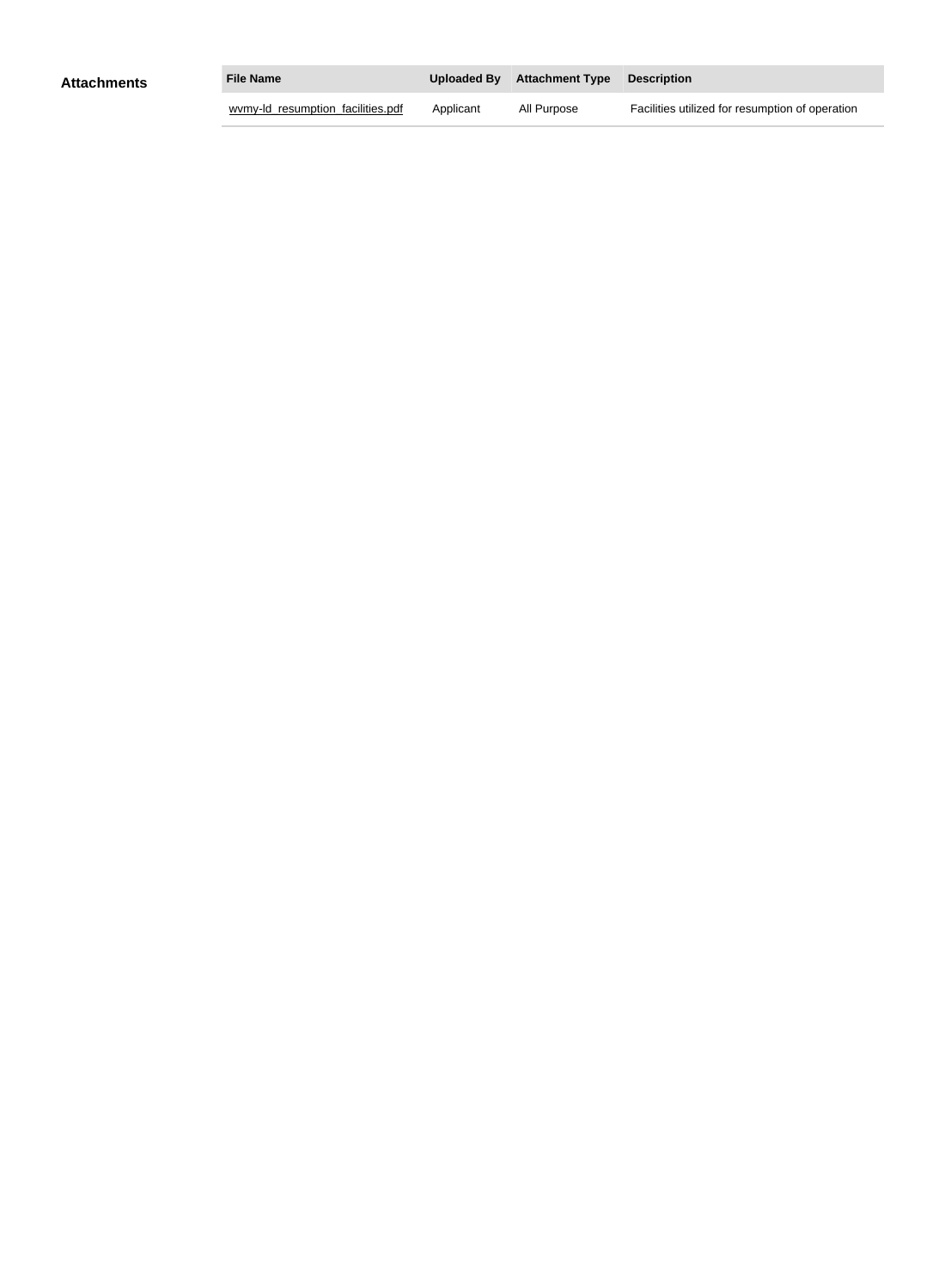## Attachments

| File Name | Uploaded By | Attachment Type | Description |
| --- | --- | --- | --- |
| wvmy-ld_resumption_facilities.pdf | Applicant | All Purpose | Facilities utilized for resumption of operation |